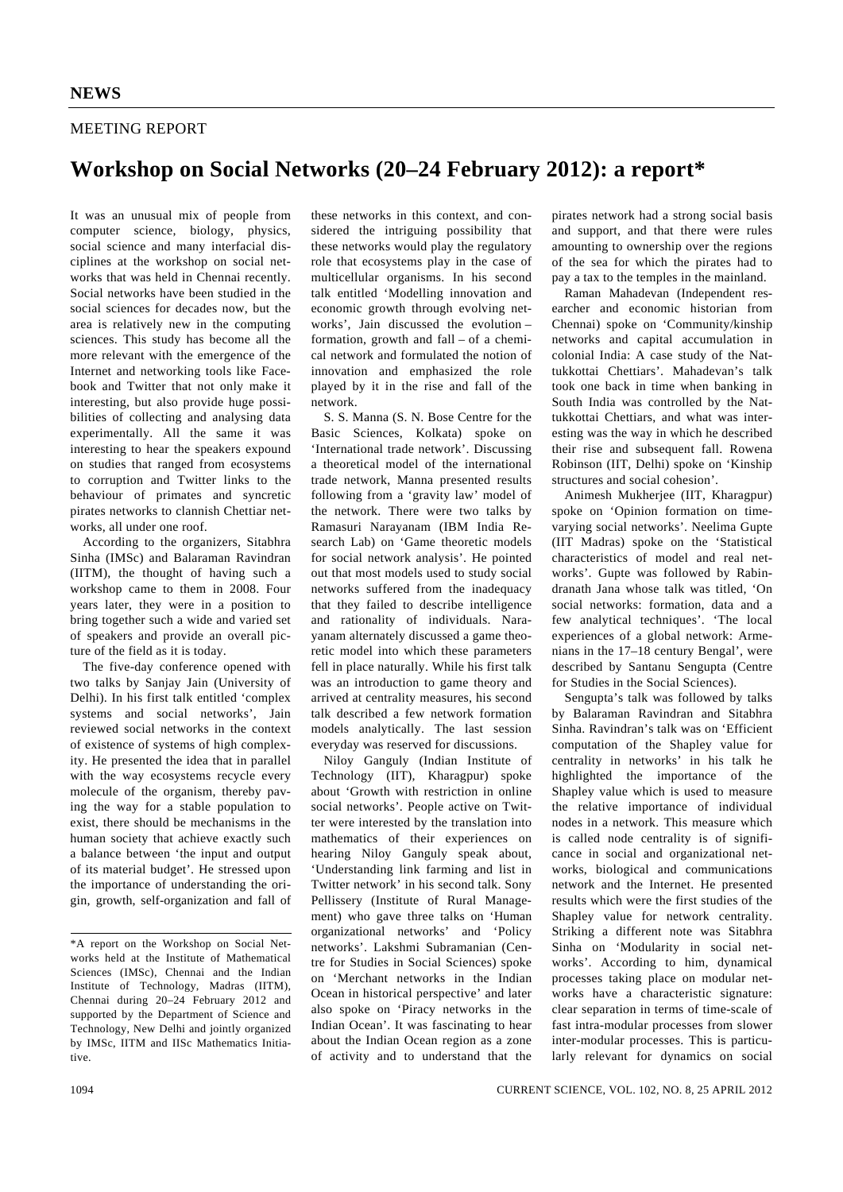**NEWS**

MEETING REPORT

# Workshop on Social Networks (20–24 February 2012): a report*

It was an unusual mix of people from computer science, biology, physics, social science and many interfacial disciplines at the workshop on social networks that was held in Chennai recently. Social networks have been studied in the social sciences for decades now, but the area is relatively new in the computing sciences. This study has become all the more relevant with the emergence of the Internet and networking tools like Facebook and Twitter that not only make it interesting, but also provide huge possibilities of collecting and analysing data experimentally. All the same it was interesting to hear the speakers expound on studies that ranged from ecosystems to corruption and Twitter links to the behaviour of primates and syncretic pirates networks to clannish Chettiar networks, all under one roof.

According to the organizers, Sitabhra Sinha (IMSc) and Balaraman Ravindran (IITM), the thought of having such a workshop came to them in 2008. Four years later, they were in a position to bring together such a wide and varied set of speakers and provide an overall picture of the field as it is today.

The five-day conference opened with two talks by Sanjay Jain (University of Delhi). In his first talk entitled 'complex systems and social networks', Jain reviewed social networks in the context of existence of systems of high complexity. He presented the idea that in parallel with the way ecosystems recycle every molecule of the organism, thereby paving the way for a stable population to exist, there should be mechanisms in the human society that achieve exactly such a balance between 'the input and output of its material budget'. He stressed upon the importance of understanding the origin, growth, self-organization and fall of these networks in this context, and considered the intriguing possibility that these networks would play the regulatory role that ecosystems play in the case of multicellular organisms. In his second talk entitled 'Modelling innovation and economic growth through evolving networks', Jain discussed the evolution – formation, growth and fall – of a chemical network and formulated the notion of innovation and emphasized the role played by it in the rise and fall of the network.

S. S. Manna (S. N. Bose Centre for the Basic Sciences, Kolkata) spoke on 'International trade network'. Discussing a theoretical model of the international trade network, Manna presented results following from a 'gravity law' model of the network. There were two talks by Ramasuri Narayanam (IBM India Research Lab) on 'Game theoretic models for social network analysis'. He pointed out that most models used to study social networks suffered from the inadequacy that they failed to describe intelligence and rationality of individuals. Narayanam alternately discussed a game theoretic model into which these parameters fell in place naturally. While his first talk was an introduction to game theory and arrived at centrality measures, his second talk described a few new network formation models analytically. The last session everyday was reserved for discussions.

Niloy Ganguly (Indian Institute of Technology (IIT), Kharagpur) spoke about 'Growth with restriction in online social networks'. People active on Twitter were interested by the translation into mathematics of their experiences on hearing Niloy Ganguly speak about, 'Understanding link farming and list in Twitter network' in his second talk. Sony Pellissery (Institute of Rural Management) who gave three talks on 'Human organizational networks' and 'Policy networks'. Lakshmi Subramanian (Centre for Studies in Social Sciences) spoke on 'Merchant networks in the Indian Ocean in historical perspective' and later also spoke on 'Piracy networks in the Indian Ocean'. It was fascinating to hear about the Indian Ocean region as a zone of activity and to understand that the pirates network had a strong social basis and support, and that there were rules amounting to ownership over the regions of the sea for which the pirates had to pay a tax to the temples in the mainland.

Raman Mahadevan (Independent researcher and economic historian from Chennai) spoke on 'Community/kinship networks and capital accumulation in colonial India: A case study of the Nattukkottai Chettiars'. Mahadevan's talk took one back in time when banking in South India was controlled by the Nattukkottai Chettiars, and what was interesting was the way in which he described their rise and subsequent fall. Rowena Robinson (IIT, Delhi) spoke on 'Kinship structures and social cohesion'.

Animesh Mukherjee (IIT, Kharagpur) spoke on 'Opinion formation on time-varying social networks'. Neelima Gupte (IIT Madras) spoke on the 'Statistical characteristics of model and real networks'. Gupte was followed by Rabindranath Jana whose talk was titled, 'On social networks: formation, data and a few analytical techniques'. 'The local experiences of a global network: Armenians in the 17–18 century Bengal', were described by Santanu Sengupta (Centre for Studies in the Social Sciences).

Sengupta's talk was followed by talks by Balaraman Ravindran and Sitabhra Sinha. Ravindran's talk was on 'Efficient computation of the Shapley value for centrality in networks' in his talk he highlighted the importance of the Shapley value which is used to measure the relative importance of individual nodes in a network. This measure which is called node centrality is of significance in social and organizational networks, biological and communications network and the Internet. He presented results which were the first studies of the Shapley value for network centrality. Striking a different note was Sitabhra Sinha on 'Modularity in social networks'. According to him, dynamical processes taking place on modular networks have a characteristic signature: clear separation in terms of time-scale of fast intra-modular processes from slower inter-modular processes. This is particularly relevant for dynamics on social

---

*A report on the Workshop on Social Networks held at the Institute of Mathematical Sciences (IMSc), Chennai and the Indian Institute of Technology, Madras (IITM), Chennai during 20–24 February 2012 and supported by the Department of Science and Technology, New Delhi and jointly organized by IMSc, IITM and IISc Mathematics Initiative.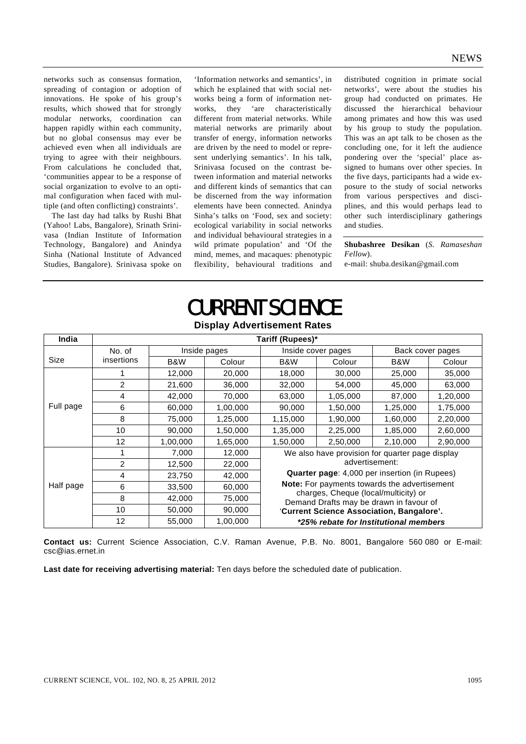networks such as consensus formation, spreading of contagion or adoption of innovations. He spoke of his group's results, which showed that for strongly modular networks, coordination can happen rapidly within each community, but no global consensus may ever be achieved even when all individuals are trying to agree with their neighbours. From calculations he concluded that, 'communities appear to be a response of social organization to evolve to an optimal configuration when faced with multiple (and often conflicting) constraints'.

The last day had talks by Rushi Bhat (Yahoo! Labs, Bangalore), Srinath Srinivasa (Indian Institute of Information Technology, Bangalore) and Anindya Sinha (National Institute of Advanced Studies, Bangalore). Srinivasa spoke on 'Information networks and semantics', in which he explained that with social networks being a form of information networks, they 'are characteristically different from material networks. While material networks are primarily about transfer of energy, information networks are driven by the need to model or represent underlying semantics'. In his talk, Srinivasa focused on the contrast between information and material networks and different kinds of semantics that can be discerned from the way information elements have been connected. Anindya Sinha's talks on 'Food, sex and society: ecological variability in social networks and individual behavioural strategies in a wild primate population' and 'Of the mind, memes, and macaques: phenotypic flexibility, behavioural traditions and distributed cognition in primate social networks', were about the studies his group had conducted on primates. He discussed the hierarchical behaviour among primates and how this was used by his group to study the population. This was an apt talk to be chosen as the concluding one, for it left the audience pondering over the 'special' place assigned to humans over other species. In the five days, participants had a wide exposure to the study of social networks from various perspectives and disciplines, and this would perhaps lead to other such interdisciplinary gatherings and studies.

**Shubashree Desikan** (*S. Ramaseshan Fellow*).
e-mail: shuba.desikan@gmail.com

# CURRENT SCIENCE

## Display Advertisement Rates

| India | Tariff (Rupees)* | | | | | | |
|---|---|---|---|---|---|---|---|
| | No. of | Inside pages | | Inside cover pages | | Back cover pages | |
| Size | insertions | B&W | Colour | B&W | Colour | B&W | Colour |
| Full page | 1 | 12,000 | 20,000 | 18,000 | 30,000 | 25,000 | 35,000 |
| | 2 | 21,600 | 36,000 | 32,000 | 54,000 | 45,000 | 63,000 |
| | 4 | 42,000 | 70,000 | 63,000 | 1,05,000 | 87,000 | 1,20,000 |
| | 6 | 60,000 | 1,00,000 | 90,000 | 1,50,000 | 1,25,000 | 1,75,000 |
| | 8 | 75,000 | 1,25,000 | 1,15,000 | 1,90,000 | 1,60,000 | 2,20,000 |
| | 10 | 90,000 | 1,50,000 | 1,35,000 | 2,25,000 | 1,85,000 | 2,60,000 |
| | 12 | 1,00,000 | 1,65,000 | 1,50,000 | 2,50,000 | 2,10,000 | 2,90,000 |
| Half page | 1 | 7,000 | 12,000 | | | | |
| | 2 | 12,500 | 22,000 | | | | |
| | 4 | 23,750 | 42,000 | | | | |
| | 6 | 33,500 | 60,000 | | | | |
| | 8 | 42,000 | 75,000 | | | | |
| | 10 | 50,000 | 90,000 | | | | |
| | 12 | 55,000 | 1,00,000 | | | | |

We also have provision for quarter page display advertisement:

**Quarter page**: 4,000 per insertion (in Rupees)

**Note:** For payments towards the advertisement charges, Cheque (local/multicity) or Demand Drafts may be drawn in favour of '**Current Science Association, Bangalore'.**

***25% rebate for Institutional members***

**Contact us:** Current Science Association, C.V. Raman Avenue, P.B. No. 8001, Bangalore 560 080 or E-mail: csc@ias.ernet.in

**Last date for receiving advertising material:** Ten days before the scheduled date of publication.